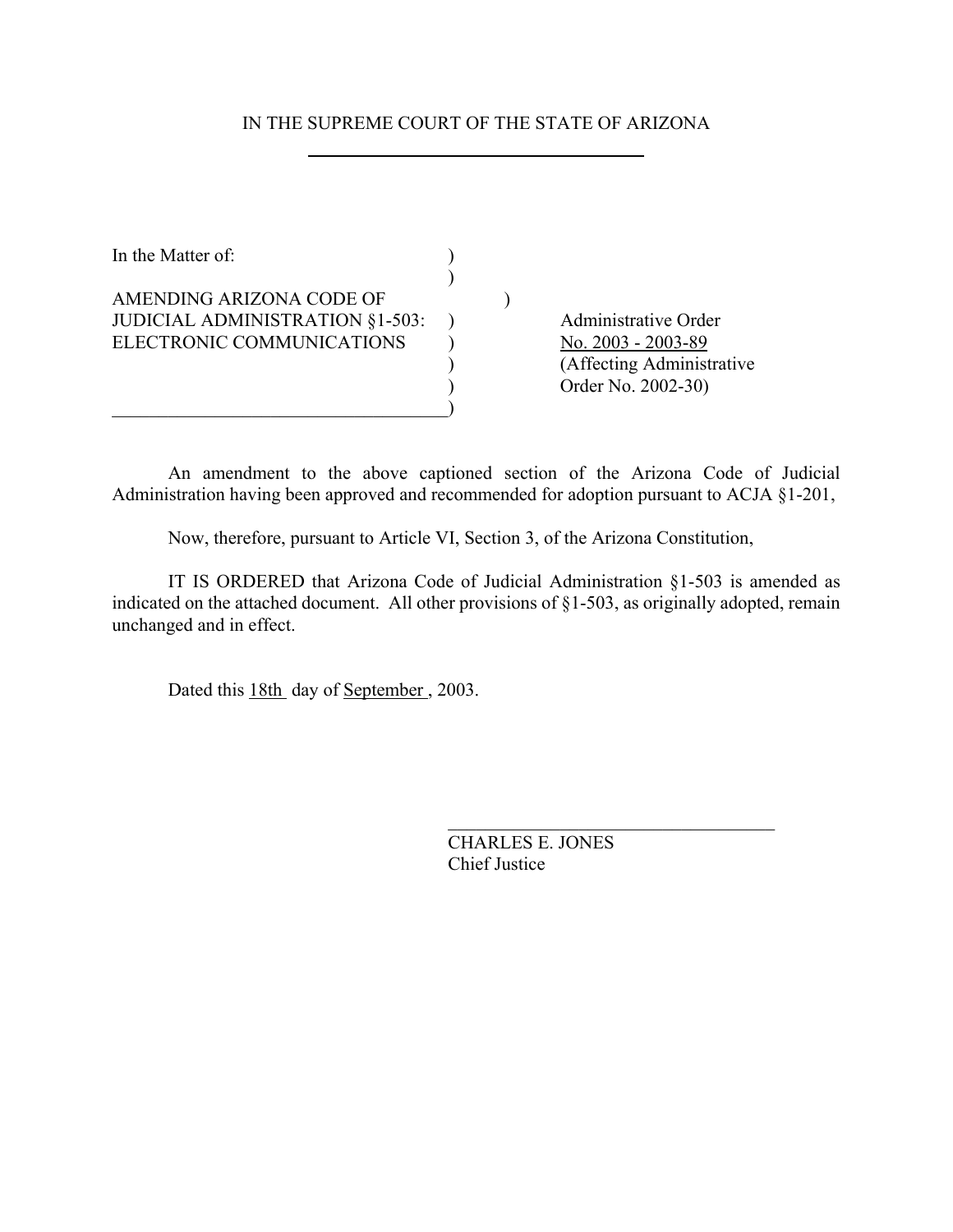IN THE SUPREME COURT OF THE STATE OF ARIZONA

In the Matter of:

AMENDING ARIZONA CODE OF JUDICIAL ADMINISTRATION §1-503: ELECTRONIC COMMUNICATIONS

Administrative Order No. 2003 - 2003-89
(Affecting Administrative Order No. 2002-30)

An amendment to the above captioned section of the Arizona Code of Judicial Administration having been approved and recommended for adoption pursuant to ACJA §1-201,

Now, therefore, pursuant to Article VI, Section 3, of the Arizona Constitution,

IT IS ORDERED that Arizona Code of Judicial Administration §1-503 is amended as indicated on the attached document. All other provisions of §1-503, as originally adopted, remain unchanged and in effect.

Dated this 18th day of September , 2003.

CHARLES E. JONES
Chief Justice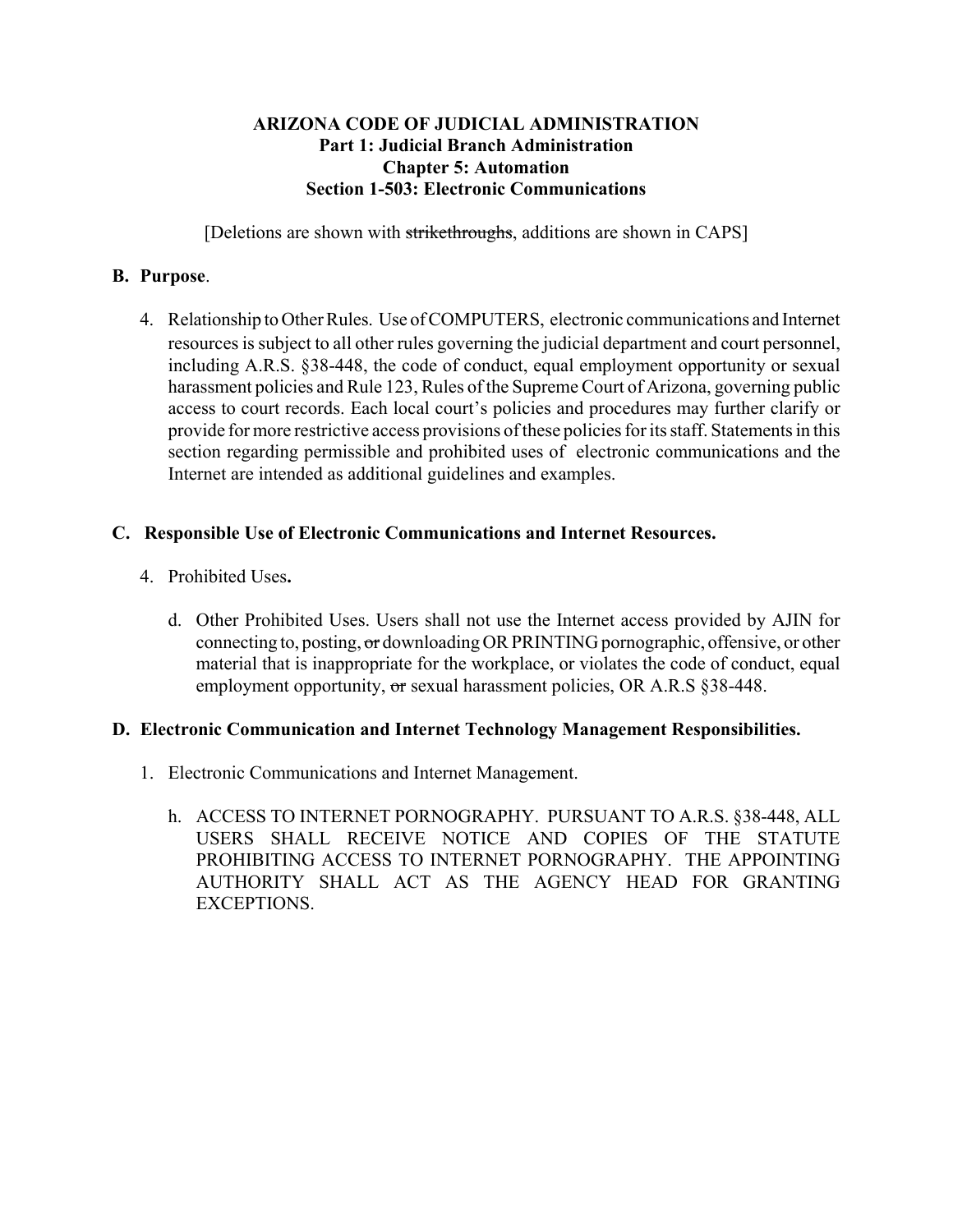**ARIZONA CODE OF JUDICIAL ADMINISTRATION**
**Part 1: Judicial Branch Administration**
**Chapter 5: Automation**
**Section 1-503: Electronic Communications**

[Deletions are shown with ~~strikethroughs~~, additions are shown in CAPS]

**B. Purpose**.

4. Relationship to Other Rules. Use of COMPUTERS, electronic communications and Internet resources is subject to all other rules governing the judicial department and court personnel, including A.R.S. §38-448, the code of conduct, equal employment opportunity or sexual harassment policies and Rule 123, Rules of the Supreme Court of Arizona, governing public access to court records. Each local court's policies and procedures may further clarify or provide for more restrictive access provisions of these policies for its staff. Statements in this section regarding permissible and prohibited uses of electronic communications and the Internet are intended as additional guidelines and examples.

**C. Responsible Use of Electronic Communications and Internet Resources.**

4. Prohibited Uses**.**

   d. Other Prohibited Uses. Users shall not use the Internet access provided by AJIN for connecting to, posting, ~~or~~ downloading OR PRINTING pornographic, offensive, or other material that is inappropriate for the workplace, or violates the code of conduct, equal employment opportunity, ~~or~~ sexual harassment policies, OR A.R.S §38-448.

**D. Electronic Communication and Internet Technology Management Responsibilities.**

1. Electronic Communications and Internet Management.

   h. ACCESS TO INTERNET PORNOGRAPHY. PURSUANT TO A.R.S. §38-448, ALL USERS SHALL RECEIVE NOTICE AND COPIES OF THE STATUTE PROHIBITING ACCESS TO INTERNET PORNOGRAPHY. THE APPOINTING AUTHORITY SHALL ACT AS THE AGENCY HEAD FOR GRANTING EXCEPTIONS.